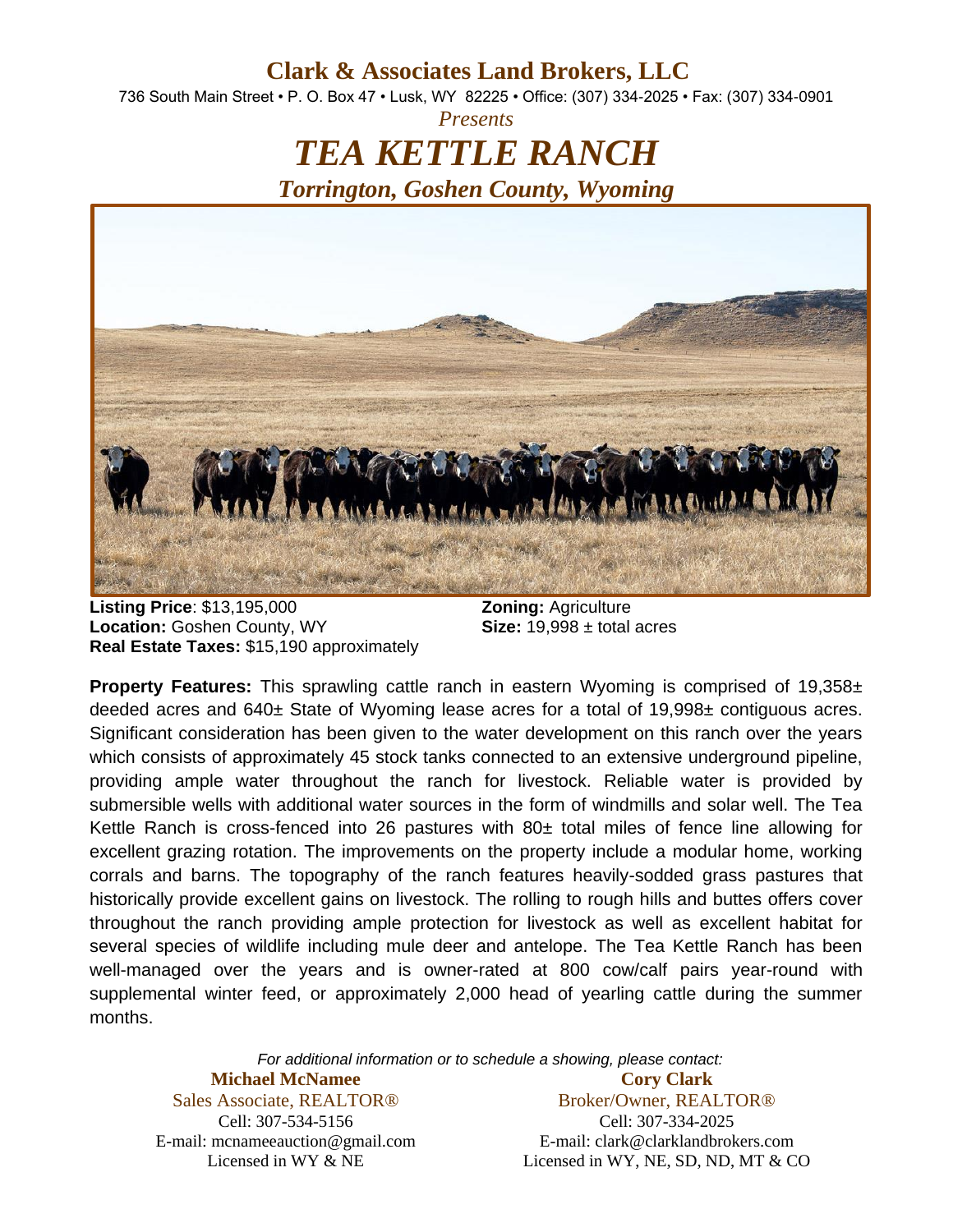# Clark & Associates Land Brokers, LLC

736 South Main Street • P. O. Box 47 • Lusk, WY 82225 • Office: (307) 334-2025 • Fax: (307) 334-0901

*Presents*

# *TEA KETTLE RANCH*

## *Torrington, Goshen County, Wyoming*

**Listing Price**: $13,195,000
**Location:** Goshen County, WY
**Real Estate Taxes:** $15,190 approximately

**Zoning:** Agriculture
**Size:** 19,998 ± total acres

**Property Features:** This sprawling cattle ranch in eastern Wyoming is comprised of 19,358± deeded acres and 640± State of Wyoming lease acres for a total of 19,998± contiguous acres. Significant consideration has been given to the water development on this ranch over the years which consists of approximately 45 stock tanks connected to an extensive underground pipeline, providing ample water throughout the ranch for livestock. Reliable water is provided by submersible wells with additional water sources in the form of windmills and solar well. The Tea Kettle Ranch is cross-fenced into 26 pastures with 80± total miles of fence line allowing for excellent grazing rotation. The improvements on the property include a modular home, working corrals and barns. The topography of the ranch features heavily-sodded grass pastures that historically provide excellent gains on livestock. The rolling to rough hills and buttes offers cover throughout the ranch providing ample protection for livestock as well as excellent habitat for several species of wildlife including mule deer and antelope. The Tea Kettle Ranch has been well-managed over the years and is owner-rated at 800 cow/calf pairs year-round with supplemental winter feed, or approximately 2,000 head of yearling cattle during the summer months.

*For additional information or to schedule a showing, please contact:*

**Michael McNamee**
Sales Associate, REALTOR®
Cell: 307-534-5156
E-mail: mcnameeauction@gmail.com
Licensed in WY & NE

**Cory Clark**
Broker/Owner, REALTOR®
Cell: 307-334-2025
E-mail: clark@clarklandbrokers.com
Licensed in WY, NE, SD, ND, MT & CO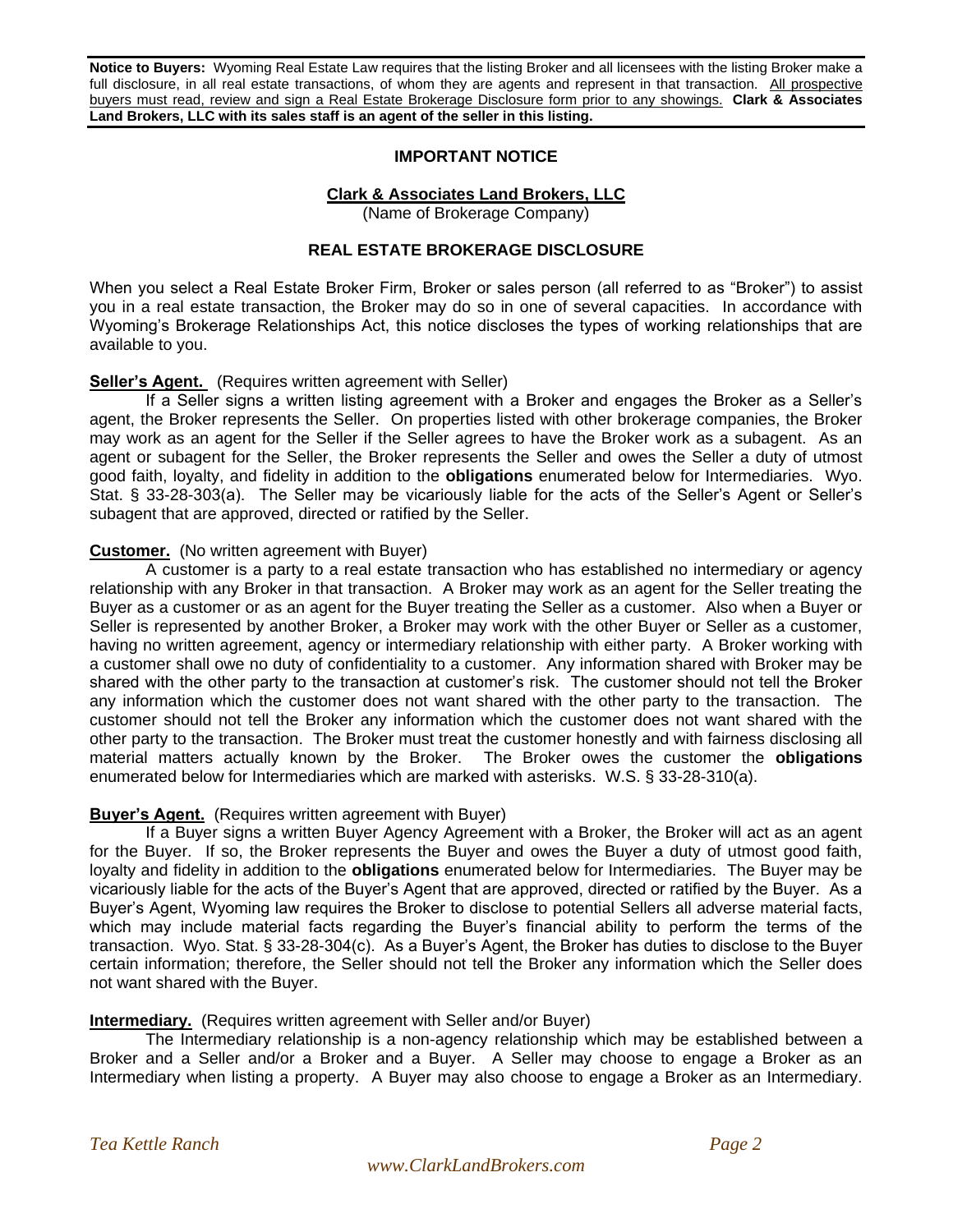**Notice to Buyers:** Wyoming Real Estate Law requires that the listing Broker and all licensees with the listing Broker make a full disclosure, in all real estate transactions, of whom they are agents and represent in that transaction. All prospective buyers must read, review and sign a Real Estate Brokerage Disclosure form prior to any showings. **Clark & Associates Land Brokers, LLC with its sales staff is an agent of the seller in this listing.**

## IMPORTANT NOTICE

**Clark & Associates Land Brokers, LLC**
(Name of Brokerage Company)

## REAL ESTATE BROKERAGE DISCLOSURE

When you select a Real Estate Broker Firm, Broker or sales person (all referred to as "Broker") to assist you in a real estate transaction, the Broker may do so in one of several capacities. In accordance with Wyoming's Brokerage Relationships Act, this notice discloses the types of working relationships that are available to you.

**Seller's Agent.** (Requires written agreement with Seller)

If a Seller signs a written listing agreement with a Broker and engages the Broker as a Seller's agent, the Broker represents the Seller. On properties listed with other brokerage companies, the Broker may work as an agent for the Seller if the Seller agrees to have the Broker work as a subagent. As an agent or subagent for the Seller, the Broker represents the Seller and owes the Seller a duty of utmost good faith, loyalty, and fidelity in addition to the **obligations** enumerated below for Intermediaries. Wyo. Stat. § 33-28-303(a). The Seller may be vicariously liable for the acts of the Seller's Agent or Seller's subagent that are approved, directed or ratified by the Seller.

**Customer.** (No written agreement with Buyer)

A customer is a party to a real estate transaction who has established no intermediary or agency relationship with any Broker in that transaction. A Broker may work as an agent for the Seller treating the Buyer as a customer or as an agent for the Buyer treating the Seller as a customer. Also when a Buyer or Seller is represented by another Broker, a Broker may work with the other Buyer or Seller as a customer, having no written agreement, agency or intermediary relationship with either party. A Broker working with a customer shall owe no duty of confidentiality to a customer. Any information shared with Broker may be shared with the other party to the transaction at customer's risk. The customer should not tell the Broker any information which the customer does not want shared with the other party to the transaction. The customer should not tell the Broker any information which the customer does not want shared with the other party to the transaction. The Broker must treat the customer honestly and with fairness disclosing all material matters actually known by the Broker. The Broker owes the customer the **obligations** enumerated below for Intermediaries which are marked with asterisks. W.S. § 33-28-310(a).

**Buyer's Agent.** (Requires written agreement with Buyer)

If a Buyer signs a written Buyer Agency Agreement with a Broker, the Broker will act as an agent for the Buyer. If so, the Broker represents the Buyer and owes the Buyer a duty of utmost good faith, loyalty and fidelity in addition to the **obligations** enumerated below for Intermediaries. The Buyer may be vicariously liable for the acts of the Buyer's Agent that are approved, directed or ratified by the Buyer. As a Buyer's Agent, Wyoming law requires the Broker to disclose to potential Sellers all adverse material facts, which may include material facts regarding the Buyer's financial ability to perform the terms of the transaction. Wyo. Stat. § 33-28-304(c). As a Buyer's Agent, the Broker has duties to disclose to the Buyer certain information; therefore, the Seller should not tell the Broker any information which the Seller does not want shared with the Buyer.

**Intermediary.** (Requires written agreement with Seller and/or Buyer)

The Intermediary relationship is a non-agency relationship which may be established between a Broker and a Seller and/or a Broker and a Buyer. A Seller may choose to engage a Broker as an Intermediary when listing a property. A Buyer may also choose to engage a Broker as an Intermediary.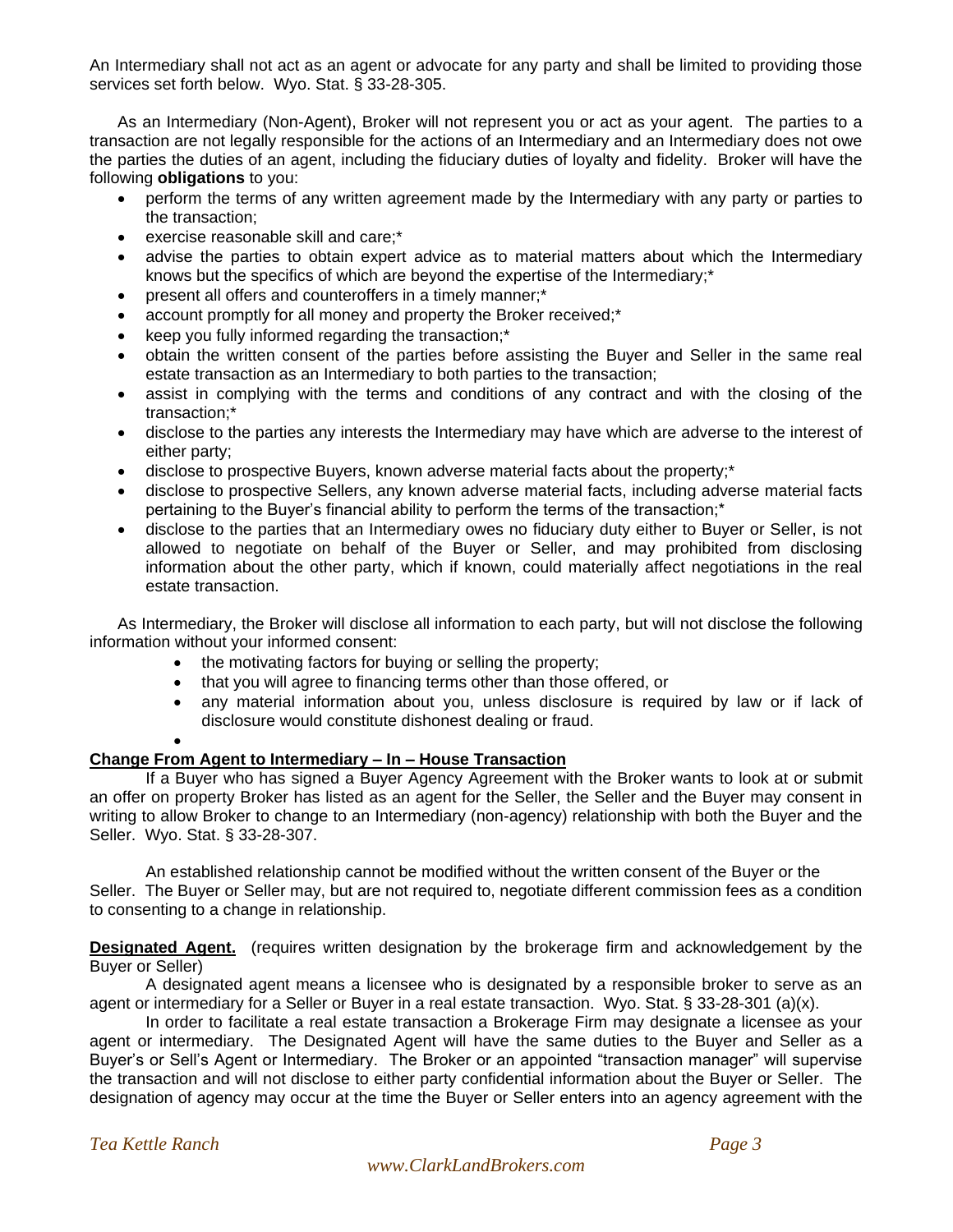An Intermediary shall not act as an agent or advocate for any party and shall be limited to providing those services set forth below. Wyo. Stat. § 33-28-305.

As an Intermediary (Non-Agent), Broker will not represent you or act as your agent. The parties to a transaction are not legally responsible for the actions of an Intermediary and an Intermediary does not owe the parties the duties of an agent, including the fiduciary duties of loyalty and fidelity. Broker will have the following **obligations** to you:

- perform the terms of any written agreement made by the Intermediary with any party or parties to the transaction;
- exercise reasonable skill and care;*
- advise the parties to obtain expert advice as to material matters about which the Intermediary knows but the specifics of which are beyond the expertise of the Intermediary;*
- present all offers and counteroffers in a timely manner;*
- account promptly for all money and property the Broker received;*
- keep you fully informed regarding the transaction;*
- obtain the written consent of the parties before assisting the Buyer and Seller in the same real estate transaction as an Intermediary to both parties to the transaction;
- assist in complying with the terms and conditions of any contract and with the closing of the transaction;*
- disclose to the parties any interests the Intermediary may have which are adverse to the interest of either party;
- disclose to prospective Buyers, known adverse material facts about the property;*
- disclose to prospective Sellers, any known adverse material facts, including adverse material facts pertaining to the Buyer's financial ability to perform the terms of the transaction;*
- disclose to the parties that an Intermediary owes no fiduciary duty either to Buyer or Seller, is not allowed to negotiate on behalf of the Buyer or Seller, and may prohibited from disclosing information about the other party, which if known, could materially affect negotiations in the real estate transaction.

As Intermediary, the Broker will disclose all information to each party, but will not disclose the following information without your informed consent:

- the motivating factors for buying or selling the property;
- that you will agree to financing terms other than those offered, or
- any material information about you, unless disclosure is required by law or if lack of disclosure would constitute dishonest dealing or fraud.
- 

**Change From Agent to Intermediary – In – House Transaction**

If a Buyer who has signed a Buyer Agency Agreement with the Broker wants to look at or submit an offer on property Broker has listed as an agent for the Seller, the Seller and the Buyer may consent in writing to allow Broker to change to an Intermediary (non-agency) relationship with both the Buyer and the Seller. Wyo. Stat. § 33-28-307.

An established relationship cannot be modified without the written consent of the Buyer or the Seller. The Buyer or Seller may, but are not required to, negotiate different commission fees as a condition to consenting to a change in relationship.

**Designated Agent.** (requires written designation by the brokerage firm and acknowledgement by the Buyer or Seller)

A designated agent means a licensee who is designated by a responsible broker to serve as an agent or intermediary for a Seller or Buyer in a real estate transaction. Wyo. Stat. § 33-28-301 (a)(x).

In order to facilitate a real estate transaction a Brokerage Firm may designate a licensee as your agent or intermediary. The Designated Agent will have the same duties to the Buyer and Seller as a Buyer's or Sell's Agent or Intermediary. The Broker or an appointed "transaction manager" will supervise the transaction and will not disclose to either party confidential information about the Buyer or Seller. The designation of agency may occur at the time the Buyer or Seller enters into an agency agreement with the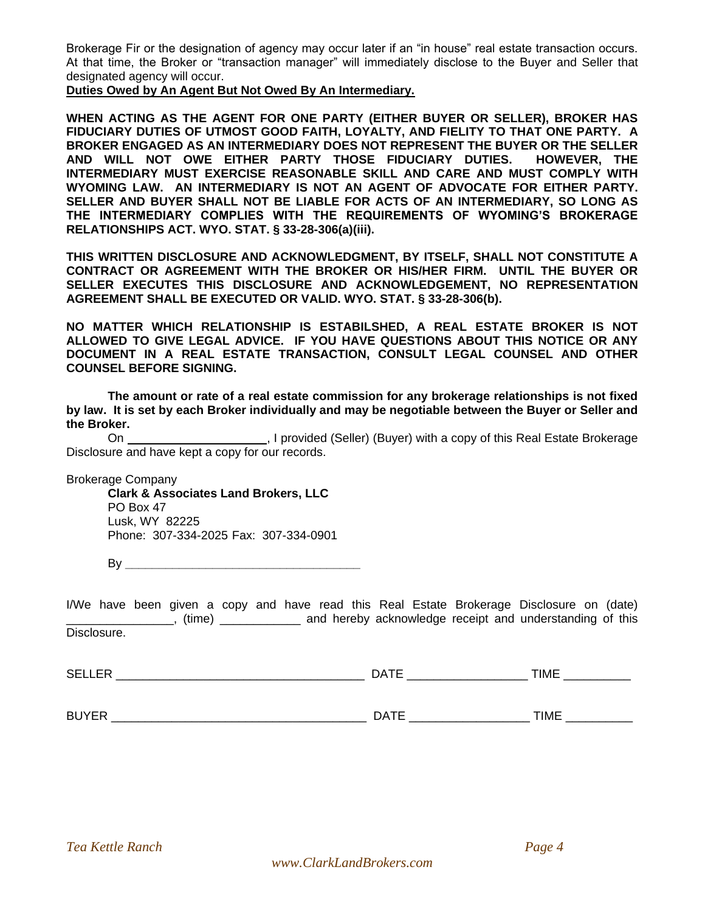Brokerage Fir or the designation of agency may occur later if an "in house" real estate transaction occurs. At that time, the Broker or "transaction manager" will immediately disclose to the Buyer and Seller that designated agency will occur.

**Duties Owed by An Agent But Not Owed By An Intermediary.**

**WHEN ACTING AS THE AGENT FOR ONE PARTY (EITHER BUYER OR SELLER), BROKER HAS FIDUCIARY DUTIES OF UTMOST GOOD FAITH, LOYALTY, AND FIELITY TO THAT ONE PARTY. A BROKER ENGAGED AS AN INTERMEDIARY DOES NOT REPRESENT THE BUYER OR THE SELLER AND WILL NOT OWE EITHER PARTY THOSE FIDUCIARY DUTIES. HOWEVER, THE INTERMEDIARY MUST EXERCISE REASONABLE SKILL AND CARE AND MUST COMPLY WITH WYOMING LAW. AN INTERMEDIARY IS NOT AN AGENT OF ADVOCATE FOR EITHER PARTY. SELLER AND BUYER SHALL NOT BE LIABLE FOR ACTS OF AN INTERMEDIARY, SO LONG AS THE INTERMEDIARY COMPLIES WITH THE REQUIREMENTS OF WYOMING'S BROKERAGE RELATIONSHIPS ACT. WYO. STAT. § 33-28-306(a)(iii).**

**THIS WRITTEN DISCLOSURE AND ACKNOWLEDGMENT, BY ITSELF, SHALL NOT CONSTITUTE A CONTRACT OR AGREEMENT WITH THE BROKER OR HIS/HER FIRM. UNTIL THE BUYER OR SELLER EXECUTES THIS DISCLOSURE AND ACKNOWLEDGEMENT, NO REPRESENTATION AGREEMENT SHALL BE EXECUTED OR VALID. WYO. STAT. § 33-28-306(b).**

**NO MATTER WHICH RELATIONSHIP IS ESTABILSHED, A REAL ESTATE BROKER IS NOT ALLOWED TO GIVE LEGAL ADVICE. IF YOU HAVE QUESTIONS ABOUT THIS NOTICE OR ANY DOCUMENT IN A REAL ESTATE TRANSACTION, CONSULT LEGAL COUNSEL AND OTHER COUNSEL BEFORE SIGNING.**

**The amount or rate of a real estate commission for any brokerage relationships is not fixed by law. It is set by each Broker individually and may be negotiable between the Buyer or Seller and the Broker.**

On ____________________, I provided (Seller) (Buyer) with a copy of this Real Estate Brokerage Disclosure and have kept a copy for our records.

Brokerage Company

**Clark & Associates Land Brokers, LLC**
PO Box 47
Lusk, WY 82225
Phone: 307-334-2025 Fax: 307-334-0901

By ___________________________________

I/We have been given a copy and have read this Real Estate Brokerage Disclosure on (date) ________________, (time) ____________ and hereby acknowledge receipt and understanding of this Disclosure.

SELLER ____________________________________ DATE _________________ TIME __________

BUYER _____________________________________ DATE _________________ TIME __________